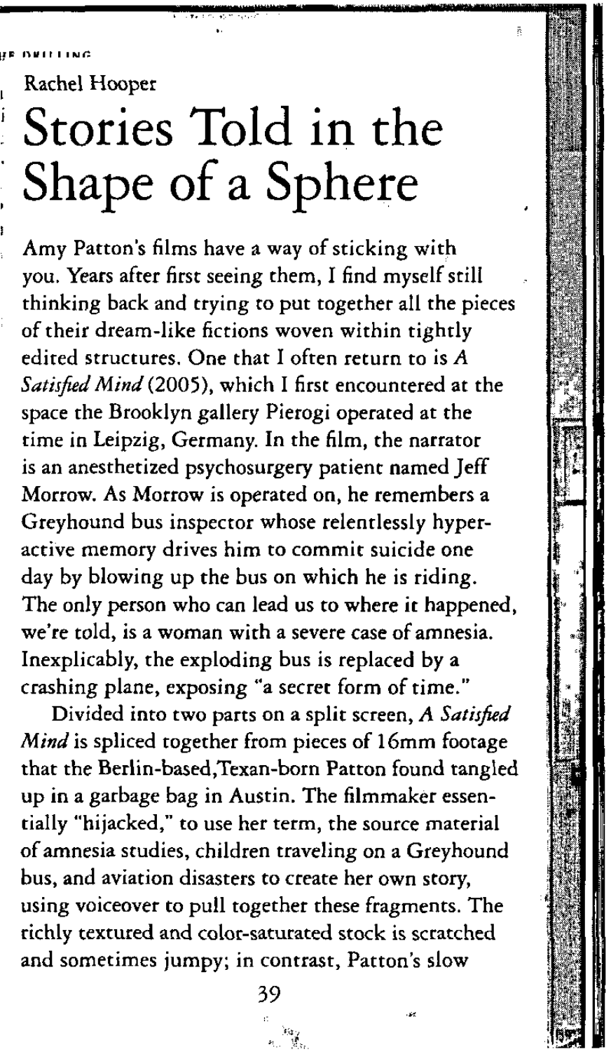Rachel Hooper

# Stories Told in the Shape of a Sphere

Amy Patton's films have a way of sticking with you. Years after first seeing them, I find myself still thinking back and trying to put together all the pieces of their dream-like fictions woven within tightly edited structures. One that I often return to is *A Satisfied Mind* (2005), which I first encountered at the space the Brooklyn gallery Pierogi operated at the time in Leipzig, Germany. In the film, the narrator is an anesthetized psychosurgery patient named Jeff Morrow. As Morrow is operated on, he remembers a Greyhound bus inspector whose relentlessly hyper-active memory drives him to commit suicide one day by blowing up the bus on which he is riding. The only person who can lead us to where it happened, we're told, is a woman with a severe case of amnesia. Inexplicably, the exploding bus is replaced by a crashing plane, exposing "a secret form of time."

Divided into two parts on a split screen, *A Satisfied Mind* is spliced together from pieces of 16mm footage that the Berlin-based,Texan-born Patton found tangled up in a garbage bag in Austin. The filmmaker essentially "hijacked," to use her term, the source material of amnesia studies, children traveling on a Greyhound bus, and aviation disasters to create her own story, using voiceover to pull together these fragments. The richly textured and color-saturated stock is scratched and sometimes jumpy; in contrast, Patton's slow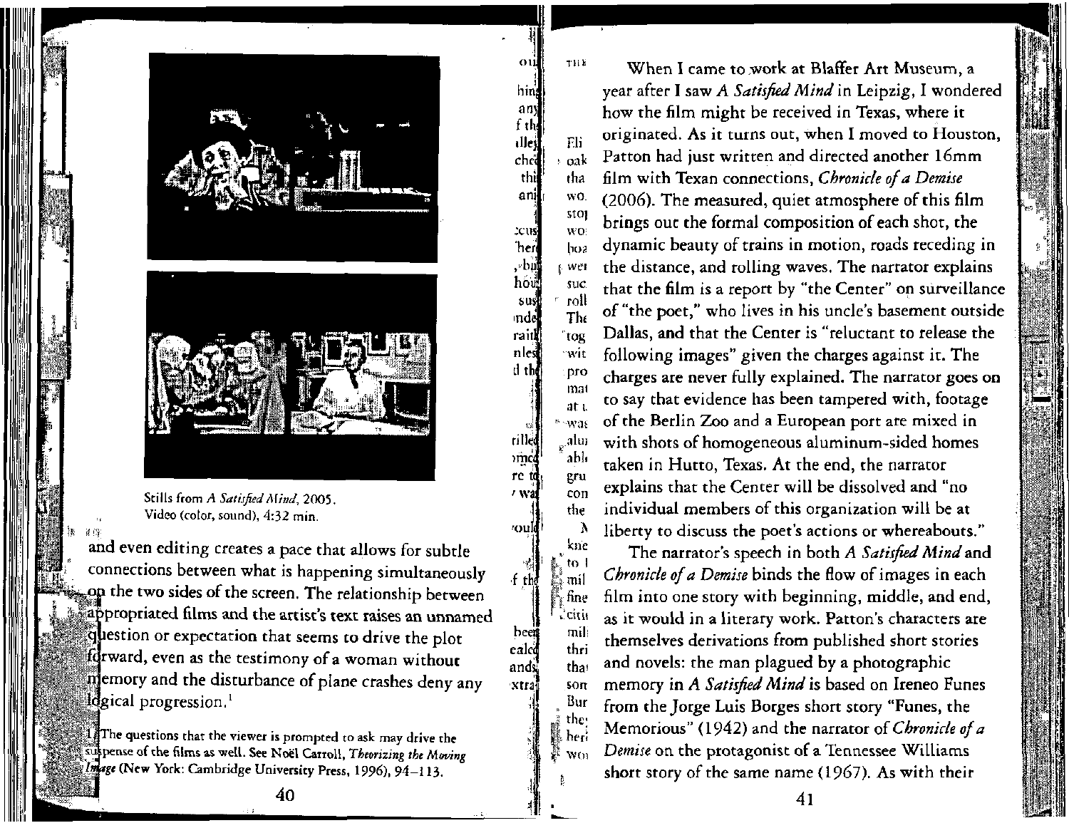Stills from *A Satisfied Mind*, 2005.
Video (color, sound), 4:32 min.

and even editing creates a pace that allows for subtle connections between what is happening simultaneously on the two sides of the screen. The relationship between appropriated films and the artist's text raises an unnamed question or expectation that seems to drive the plot forward, even as the testimony of a woman without memory and the disturbance of plane crashes deny any logical progression.[1]

[1] The questions that the viewer is prompted to ask may drive the suspense of the films as well. See Noël Carroll, *Theorizing the Moving Image* (New York: Cambridge University Press, 1996), 94–113.

When I came to work at Blaffer Art Museum, a year after I saw *A Satisfied Mind* in Leipzig, I wondered how the film might be received in Texas, where it originated. As it turns out, when I moved to Houston, Patton had just written and directed another 16mm film with Texan connections, *Chronicle of a Demise* (2006). The measured, quiet atmosphere of this film brings out the formal composition of each shot, the dynamic beauty of trains in motion, roads receding in the distance, and rolling waves. The narrator explains that the film is a report by "the Center" on surveillance of "the poet," who lives in his uncle's basement outside Dallas, and that the Center is "reluctant to release the following images" given the charges against it. The charges are never fully explained. The narrator goes on to say that evidence has been tampered with, footage of the Berlin Zoo and a European port are mixed in with shots of homogeneous aluminum-sided homes taken in Hutto, Texas. At the end, the narrator explains that the Center will be dissolved and "no individual members of this organization will be at liberty to discuss the poet's actions or whereabouts."

The narrator's speech in both *A Satisfied Mind* and *Chronicle of a Demise* binds the flow of images in each film into one story with beginning, middle, and end, as it would in a literary work. Patton's characters are themselves derivations from published short stories and novels: the man plagued by a photographic memory in *A Satisfied Mind* is based on Ireneo Funes from the Jorge Luis Borges short story "Funes, the Memorious" (1942) and the narrator of *Chronicle of a Demise* on the protagonist of a Tennessee Williams short story of the same name (1967). As with their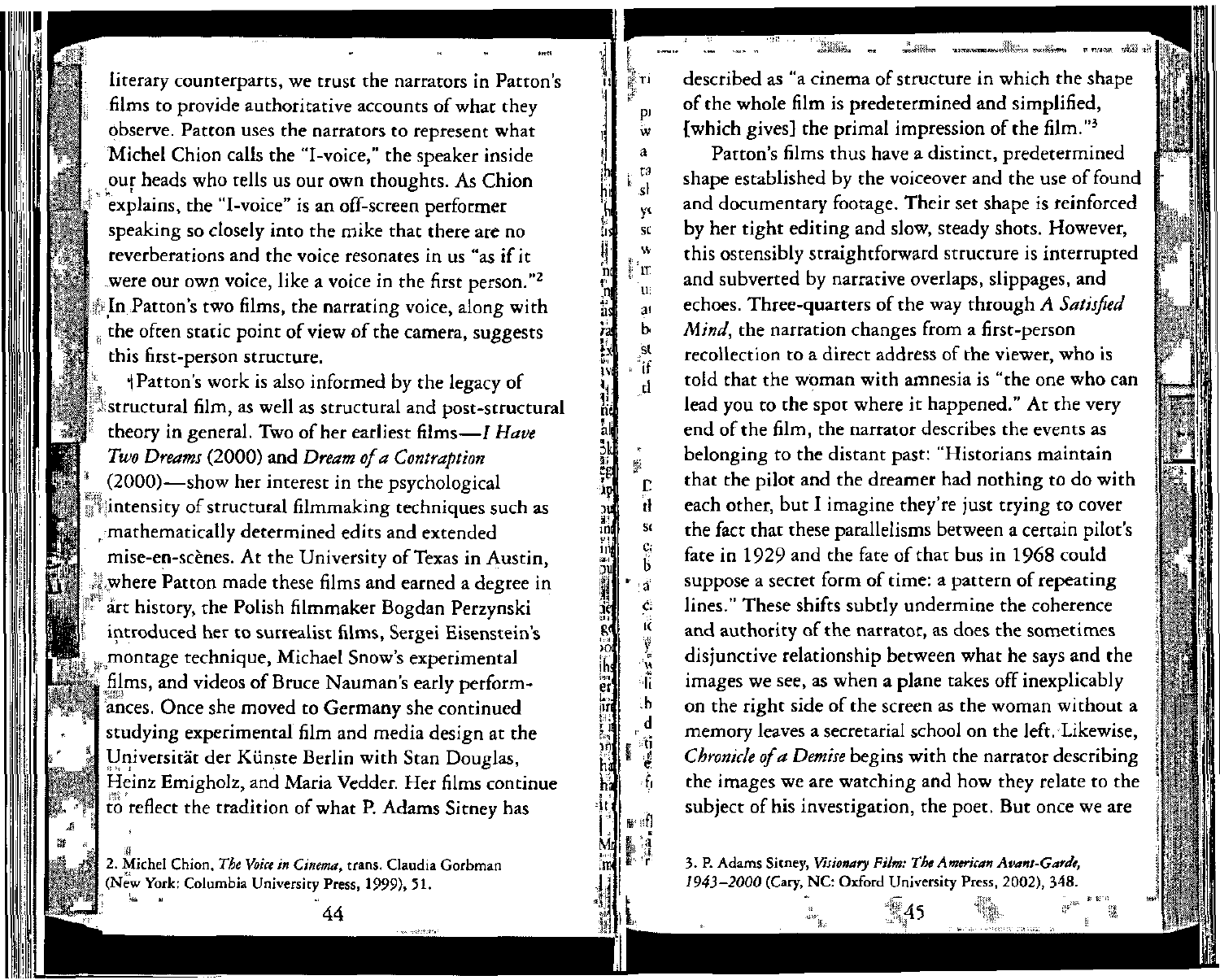literary counterparts, we trust the narrators in Patton's films to provide authoritative accounts of what they observe. Patton uses the narrators to represent what Michel Chion calls the "I-voice," the speaker inside our heads who tells us our own thoughts. As Chion explains, the "I-voice" is an off-screen performer speaking so closely into the mike that there are no reverberations and the voice resonates in us "as if it were our own voice, like a voice in the first person."[2] In Patton's two films, the narrating voice, along with the often static point of view of the camera, suggests this first-person structure.

Patton's work is also informed by the legacy of structural film, as well as structural and post-structural theory in general. Two of her earliest films—*I Have Two Dreams* (2000) and *Dream of a Contraption* (2000)—show her interest in the psychological intensity of structural filmmaking techniques such as mathematically determined edits and extended mise-en-scènes. At the University of Texas in Austin, where Patton made these films and earned a degree in art history, the Polish filmmaker Bogdan Perzynski introduced her to surrealist films, Sergei Eisenstein's montage technique, Michael Snow's experimental films, and videos of Bruce Nauman's early performances. Once she moved to Germany she continued studying experimental film and media design at the Universität der Künste Berlin with Stan Douglas, Heinz Emigholz, and Maria Vedder. Her films continue to reflect the tradition of what P. Adams Sitney has described as "a cinema of structure in which the shape of the whole film is predetermined and simplified, [which gives] the primal impression of the film."[3]

Patton's films thus have a distinct, predetermined shape established by the voiceover and the use of found and documentary footage. Their set shape is reinforced by her tight editing and slow, steady shots. However, this ostensibly straightforward structure is interrupted and subverted by narrative overlaps, slippages, and echoes. Three-quarters of the way through *A Satisfied Mind*, the narration changes from a first-person recollection to a direct address of the viewer, who is told that the woman with amnesia is "the one who can lead you to the spot where it happened." At the very end of the film, the narrator describes the events as belonging to the distant past: "Historians maintain that the pilot and the dreamer had nothing to do with each other, but I imagine they're just trying to cover the fact that these parallelisms between a certain pilot's fate in 1929 and the fate of that bus in 1968 could suppose a secret form of time: a pattern of repeating lines." These shifts subtly undermine the coherence and authority of the narrator, as does the sometimes disjunctive relationship between what he says and the images we see, as when a plane takes off inexplicably on the right side of the screen as the woman without a memory leaves a secretarial school on the left. Likewise, *Chronicle of a Demise* begins with the narrator describing the images we are watching and how they relate to the subject of his investigation, the poet. But once we are

2. Michel Chion, *The Voice in Cinema*, trans. Claudia Gorbman (New York: Columbia University Press, 1999), 51.

3. P. Adams Sitney, *Visionary Film: The American Avant-Garde, 1943–2000* (Cary, NC: Oxford University Press, 2002), 348.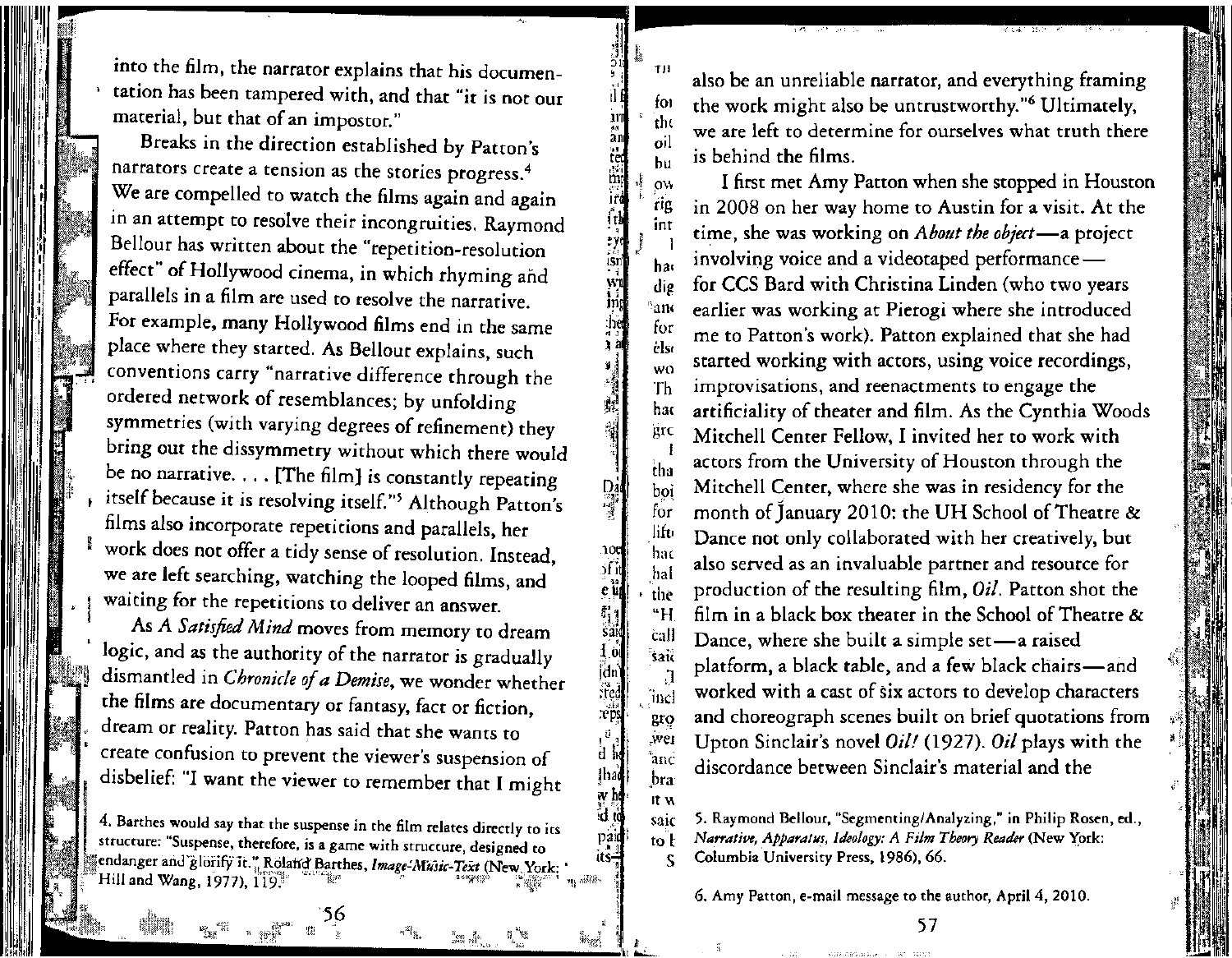into the film, the narrator explains that his documentation has been tampered with, and that "it is not our material, but that of an impostor."

Breaks in the direction established by Patton's narrators create a tension as the stories progress.[4] We are compelled to watch the films again and again in an attempt to resolve their incongruities. Raymond Bellour has written about the "repetition-resolution effect" of Hollywood cinema, in which rhyming and parallels in a film are used to resolve the narrative. For example, many Hollywood films end in the same place where they started. As Bellour explains, such conventions carry "narrative difference through the ordered network of resemblances; by unfolding symmetries (with varying degrees of refinement) they bring out the dissymmetry without which there would be no narrative. . . . [The film] is constantly repeating itself because it is resolving itself."[5] Although Patton's films also incorporate repetitions and parallels, her work does not offer a tidy sense of resolution. Instead, we are left searching, watching the looped films, and waiting for the repetitions to deliver an answer.

As *A Satisfied Mind* moves from memory to dream logic, and as the authority of the narrator is gradually dismantled in *Chronicle of a Demise*, we wonder whether the films are documentary or fantasy, fact or fiction, dream or reality. Patton has said that she wants to create confusion to prevent the viewer's suspension of disbelief: "I want the viewer to remember that I might also be an unreliable narrator, and everything framing the work might also be untrustworthy."[6] Ultimately, we are left to determine for ourselves what truth there is behind the films.

I first met Amy Patton when she stopped in Houston in 2008 on her way home to Austin for a visit. At the time, she was working on *About the object*—a project involving voice and a videotaped performance—for CCS Bard with Christina Linden (who two years earlier was working at Pierogi where she introduced me to Patton's work). Patton explained that she had started working with actors, using voice recordings, improvisations, and reenactments to engage the artificiality of theater and film. As the Cynthia Woods Mitchell Center Fellow, I invited her to work with actors from the University of Houston through the Mitchell Center, where she was in residency for the month of January 2010: the UH School of Theatre & Dance not only collaborated with her creatively, but also served as an invaluable partner and resource for production of the resulting film, *Oil*. Patton shot the film in a black box theater in the School of Theatre & Dance, where she built a simple set—a raised platform, a black table, and a few black chairs—and worked with a cast of six actors to develop characters and choreograph scenes built on brief quotations from Upton Sinclair's novel *Oil!* (1927). *Oil* plays with the discordance between Sinclair's material and the

4. Barthes would say that the suspense in the film relates directly to its structure: "Suspense, therefore, is a game with structure, designed to endanger and glorify it." Roland Barthes, *Image-Music-Text* (New York: Hill and Wang, 1977), 119.

5. Raymond Bellour, "Segmenting/Analyzing," in Philip Rosen, ed., *Narrative, Apparatus, Ideology: A Film Theory Reader* (New York: Columbia University Press, 1986), 66.

6. Amy Patton, e-mail message to the author, April 4, 2010.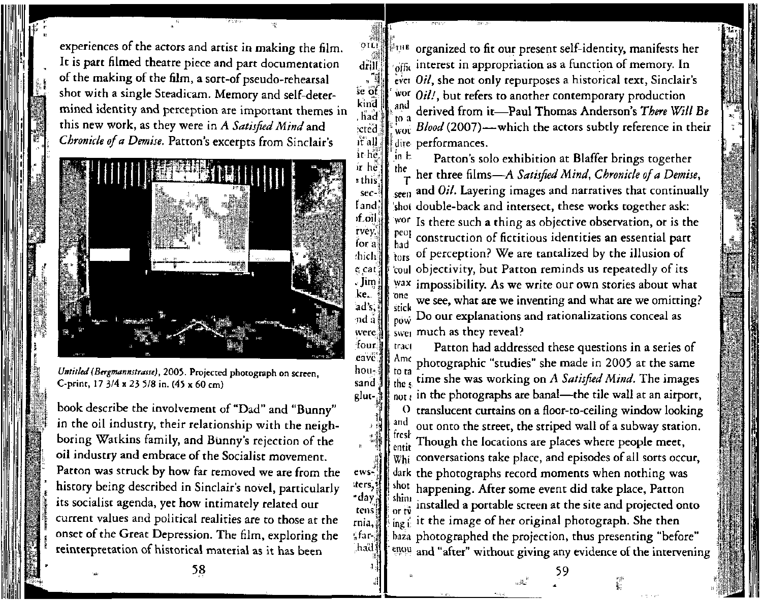experiences of the actors and artist in making the film. It is part filmed theatre piece and part documentation of the making of the film, a sort-of pseudo-rehearsal shot with a single Steadicam. Memory and self-determined identity and perception are important themes in this new work, as they were in *A Satisfied Mind* and *Chronicle of a Demise*. Patton's excerpts from Sinclair's

*Untitled (Bergmannstrasse)*, 2005. Projected photograph on screen, C-print, 17 3/4 x 23 5/8 in. (45 x 60 cm)

book describe the involvement of "Dad" and "Bunny" in the oil industry, their relationship with the neighboring Watkins family, and Bunny's rejection of the oil industry and embrace of the Socialist movement. Patton was struck by how far removed we are from the history being described in Sinclair's novel, particularly its socialist agenda, yet how intimately related our current values and political realities are to those at the onset of the Great Depression. The film, exploring the reinterpretation of historical material as it has been organized to fit our present self-identity, manifests her interest in appropriation as a function of memory. In *Oil*, she not only repurposes a historical text, Sinclair's *Oil!*, but refers to another contemporary production derived from it—Paul Thomas Anderson's *There Will Be Blood* (2007)—which the actors subtly reference in their performances.

Patton's solo exhibition at Blaffer brings together her three films—*A Satisfied Mind*, *Chronicle of a Demise*, and *Oil*. Layering images and narratives that continually double-back and intersect, these works together ask: Is there such a thing as objective observation, or is the construction of fictitious identities an essential part of perception? We are tantalized by the illusion of objectivity, but Patton reminds us repeatedly of its impossibility. As we write our own stories about what we see, what are we inventing and what are we omitting? Do our explanations and rationalizations conceal as much as they reveal?

Patton had addressed these questions in a series of photographic "studies" she made in 2005 at the same time she was working on *A Satisfied Mind*. The images in the photographs are banal—the tile wall at an airport, translucent curtains on a floor-to-ceiling window looking out onto the street, the striped wall of a subway station. Though the locations are places where people meet, conversations take place, and episodes of all sorts occur, the photographs record moments when nothing was happening. After some event did take place, Patton installed a portable screen at the site and projected onto it the image of her original photograph. She then photographed the projection, thus presenting "before" and "after" without giving any evidence of the intervening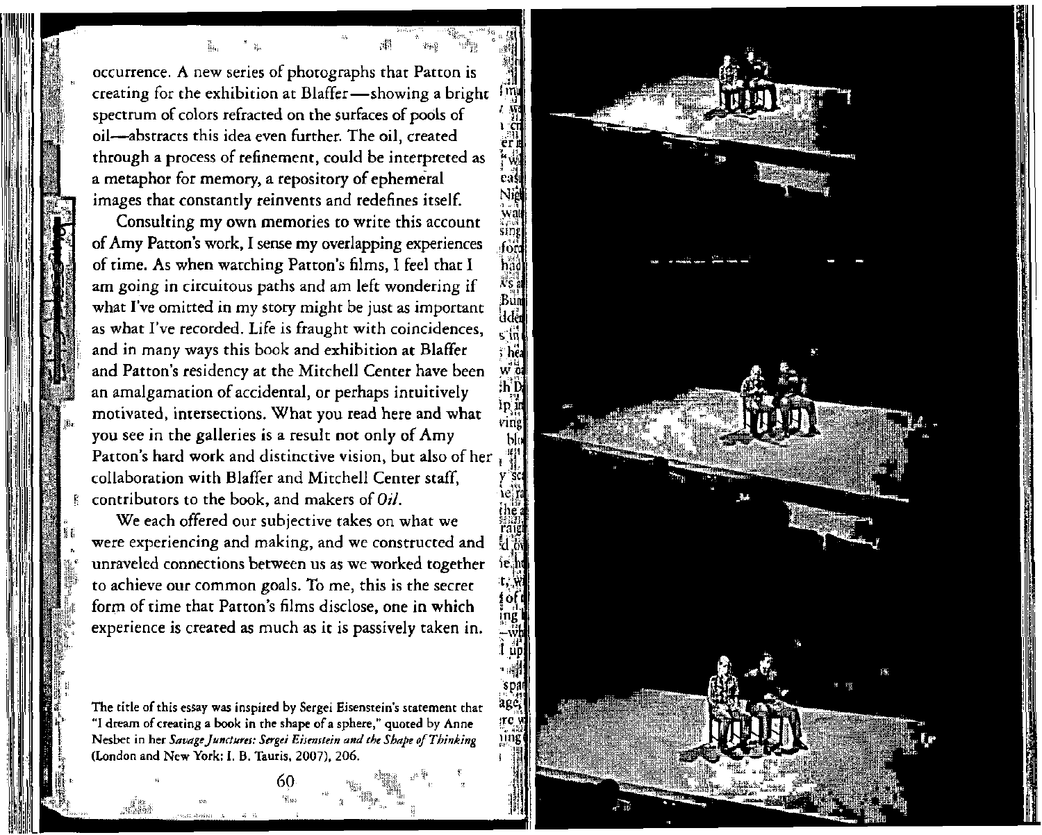occurrence. A new series of photographs that Patton is creating for the exhibition at Blaffer—showing a bright spectrum of colors refracted on the surfaces of pools of oil—abstracts this idea even further. The oil, created through a process of refinement, could be interpreted as a metaphor for memory, a repository of ephemeral images that constantly reinvents and redefines itself.

Consulting my own memories to write this account of Amy Patton's work, I sense my overlapping experiences of time. As when watching Patton's films, I feel that I am going in circuitous paths and am left wondering if what I've omitted in my story might be just as important as what I've recorded. Life is fraught with coincidences, and in many ways this book and exhibition at Blaffer and Patton's residency at the Mitchell Center have been an amalgamation of accidental, or perhaps intuitively motivated, intersections. What you read here and what you see in the galleries is a result not only of Amy Patton's hard work and distinctive vision, but also of her collaboration with Blaffer and Mitchell Center staff, contributors to the book, and makers of *Oil*.

We each offered our subjective takes on what we were experiencing and making, and we constructed and unraveled connections between us as we worked together to achieve our common goals. To me, this is the secret form of time that Patton's films disclose, one in which experience is created as much as it is passively taken in.

The title of this essay was inspired by Sergei Eisenstein's statement that "I dream of creating a book in the shape of a sphere," quoted by Anne Nesbet in her *Savage Junctures: Sergei Eisenstein and the Shape of Thinking* (London and New York: I. B. Tauris, 2007), 206.